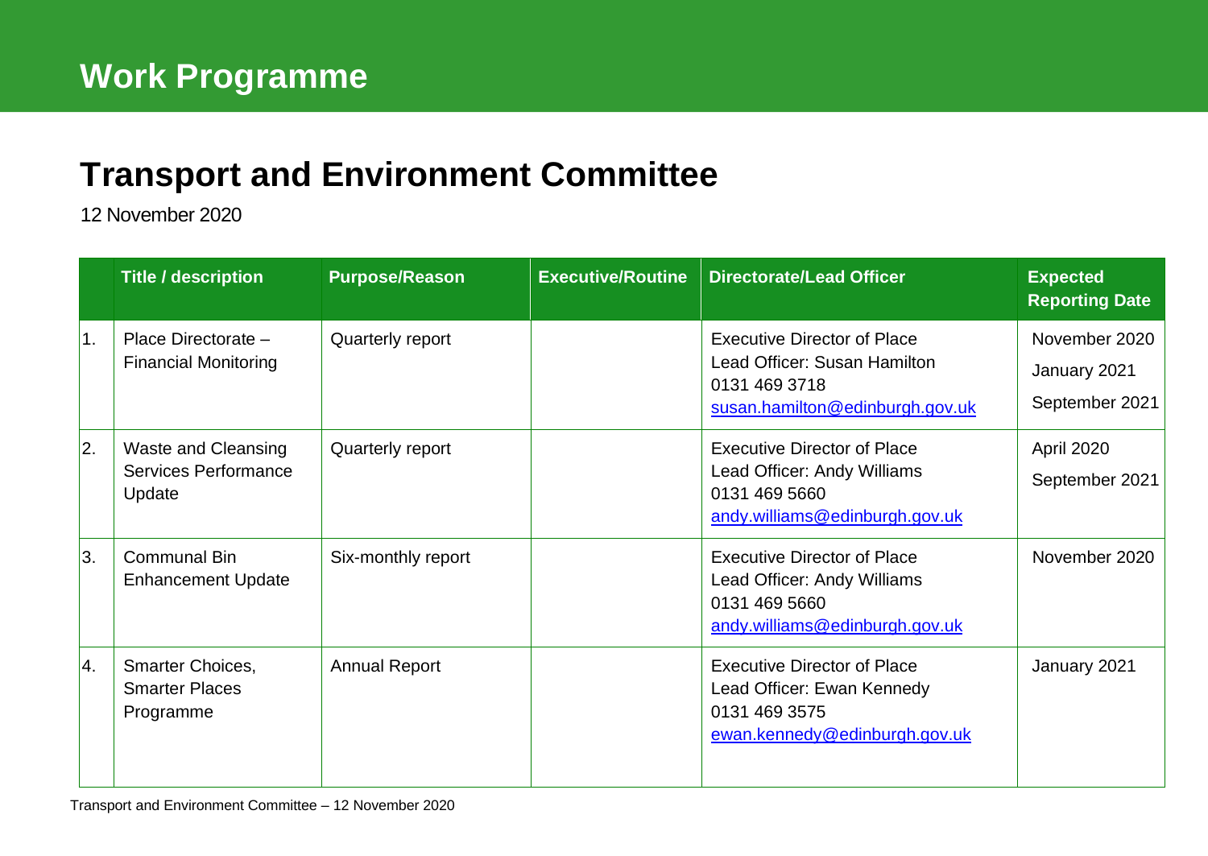# Work Programme

## Transport and Environment Committee

12 November 2020

| | Title / description | Purpose/Reason | Executive/Routine | Directorate/Lead Officer | Expected Reporting Date |
|---|---|---|---|---|---|
| 1. | Place Directorate – Financial Monitoring | Quarterly report | | Executive Director of Place<br>Lead Officer: Susan Hamilton<br>0131 469 3718<br>susan.hamilton@edinburgh.gov.uk | November 2020<br>January 2021<br>September 2021 |
| 2. | Waste and Cleansing Services Performance Update | Quarterly report | | Executive Director of Place<br>Lead Officer: Andy Williams<br>0131 469 5660<br>andy.williams@edinburgh.gov.uk | April 2020<br>September 2021 |
| 3. | Communal Bin Enhancement Update | Six-monthly report | | Executive Director of Place<br>Lead Officer: Andy Williams<br>0131 469 5660<br>andy.williams@edinburgh.gov.uk | November 2020 |
| 4. | Smarter Choices, Smarter Places Programme | Annual Report | | Executive Director of Place<br>Lead Officer: Ewan Kennedy<br>0131 469 3575<br>ewan.kennedy@edinburgh.gov.uk | January 2021 |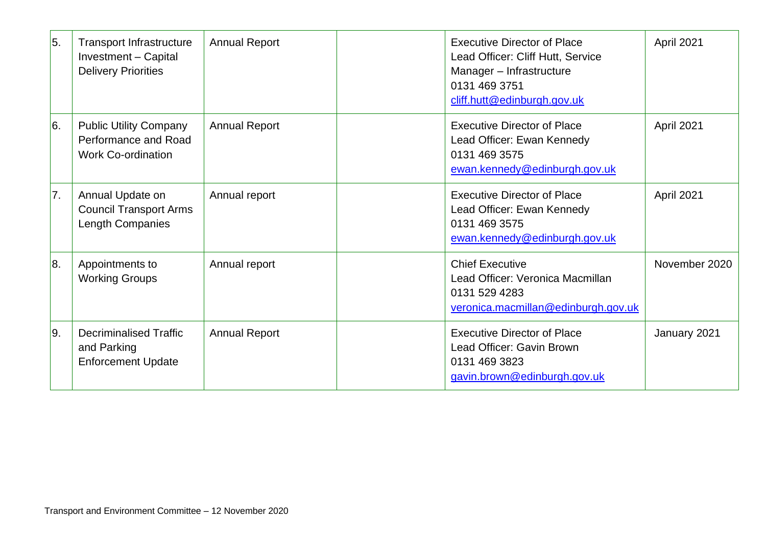| | | | | | |
|---|---|---|---|---|---|
| 5. | Transport Infrastructure Investment – Capital Delivery Priorities | Annual Report | | Executive Director of Place<br>Lead Officer: Cliff Hutt, Service Manager – Infrastructure<br>0131 469 3751<br>cliff.hutt@edinburgh.gov.uk | April 2021 |
| 6. | Public Utility Company Performance and Road Work Co-ordination | Annual Report | | Executive Director of Place<br>Lead Officer: Ewan Kennedy<br>0131 469 3575<br>ewan.kennedy@edinburgh.gov.uk | April 2021 |
| 7. | Annual Update on Council Transport Arms Length Companies | Annual report | | Executive Director of Place<br>Lead Officer: Ewan Kennedy<br>0131 469 3575<br>ewan.kennedy@edinburgh.gov.uk | April 2021 |
| 8. | Appointments to Working Groups | Annual report | | Chief Executive<br>Lead Officer: Veronica Macmillan<br>0131 529 4283<br>veronica.macmillan@edinburgh.gov.uk | November 2020 |
| 9. | Decriminalised Traffic and Parking Enforcement Update | Annual Report | | Executive Director of Place<br>Lead Officer: Gavin Brown<br>0131 469 3823<br>gavin.brown@edinburgh.gov.uk | January 2021 |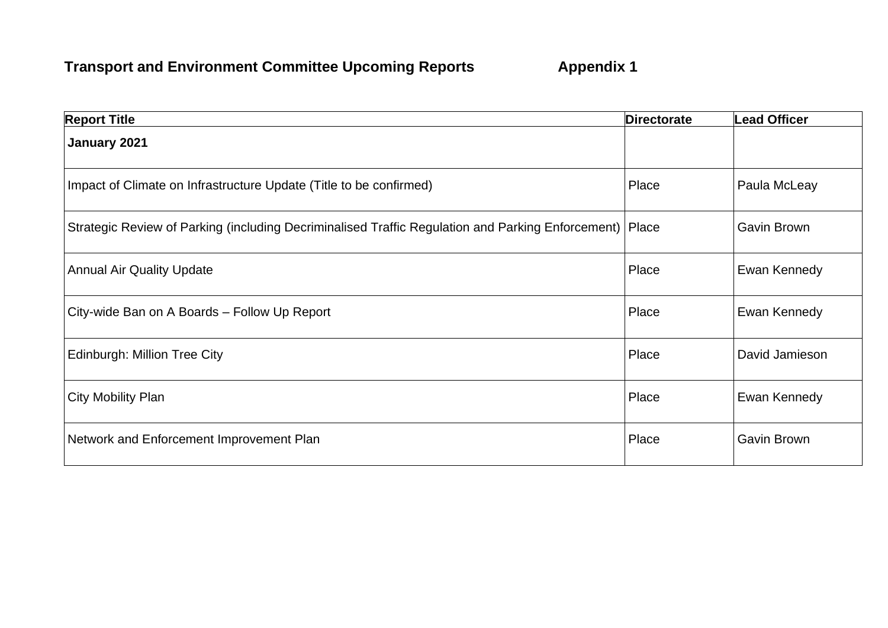# Transport and Environment Committee Upcoming Reports Appendix 1

| Report Title | Directorate | Lead Officer |
|---|---|---|
| **January 2021** | | |
| Impact of Climate on Infrastructure Update (Title to be confirmed) | Place | Paula McLeay |
| Strategic Review of Parking (including Decriminalised Traffic Regulation and Parking Enforcement) | Place | Gavin Brown |
| Annual Air Quality Update | Place | Ewan Kennedy |
| City-wide Ban on A Boards – Follow Up Report | Place | Ewan Kennedy |
| Edinburgh: Million Tree City | Place | David Jamieson |
| City Mobility Plan | Place | Ewan Kennedy |
| Network and Enforcement Improvement Plan | Place | Gavin Brown |